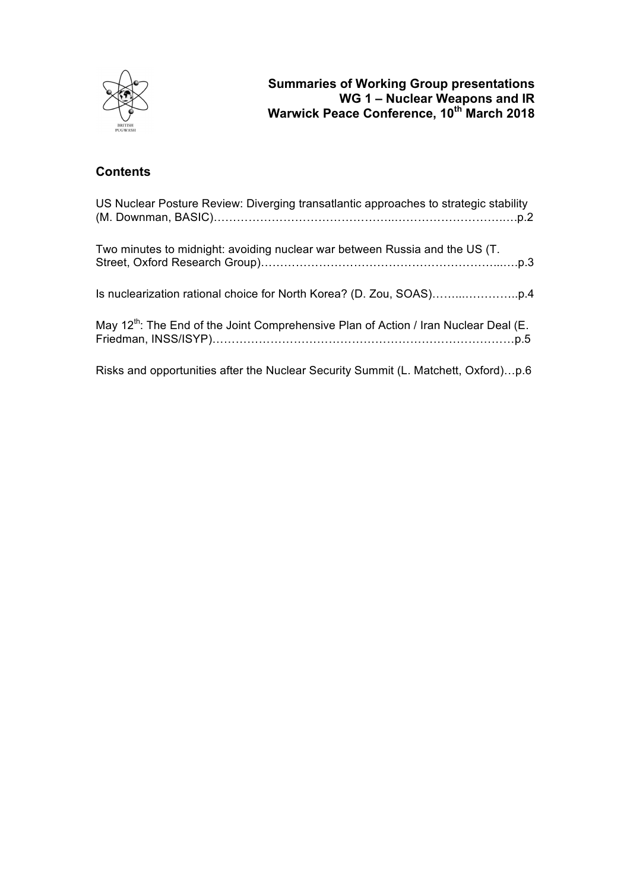**Summaries of Working Group presentations**
**WG 1 – Nuclear Weapons and IR**
**Warwick Peace Conference, 10th March 2018**

## Contents

US Nuclear Posture Review: Diverging transatlantic approaches to strategic stability (M. Downman, BASIC)……………………………………...…………………………..….p.2

Two minutes to midnight: avoiding nuclear war between Russia and the US (T. Street, Oxford Research Group)……………………………………………………...….p.3

Is nuclearization rational choice for North Korea? (D. Zou, SOAS)……...…………..p.4

May 12th: The End of the Joint Comprehensive Plan of Action / Iran Nuclear Deal (E. Friedman, INSS/ISYP)……………………………………………………………………p.5

Risks and opportunities after the Nuclear Security Summit (L. Matchett, Oxford)…p.6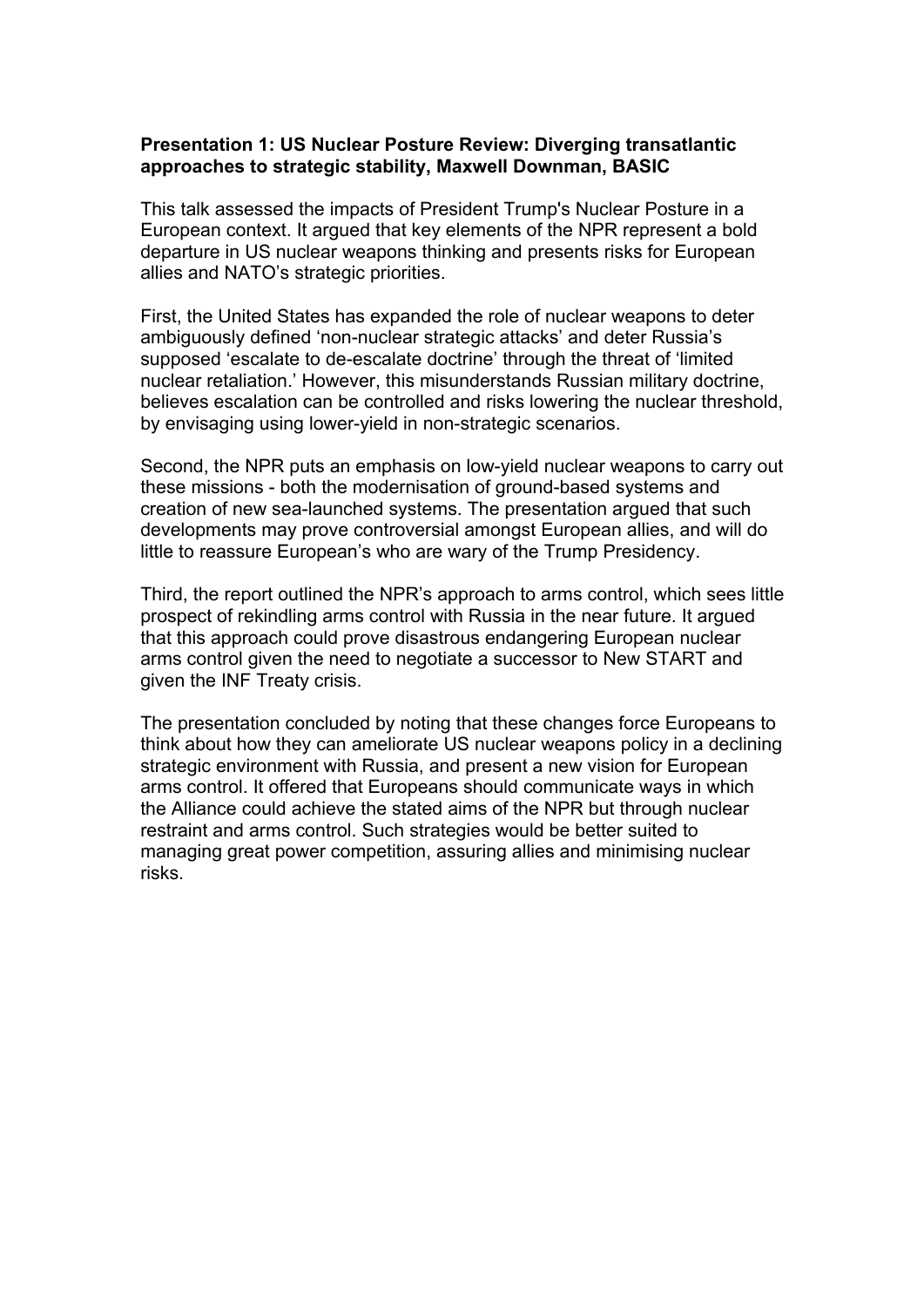**Presentation 1: US Nuclear Posture Review: Diverging transatlantic approaches to strategic stability, Maxwell Downman, BASIC**

This talk assessed the impacts of President Trump's Nuclear Posture in a European context. It argued that key elements of the NPR represent a bold departure in US nuclear weapons thinking and presents risks for European allies and NATO's strategic priorities.

First, the United States has expanded the role of nuclear weapons to deter ambiguously defined 'non-nuclear strategic attacks' and deter Russia's supposed 'escalate to de-escalate doctrine' through the threat of 'limited nuclear retaliation.' However, this misunderstands Russian military doctrine, believes escalation can be controlled and risks lowering the nuclear threshold, by envisaging using lower-yield in non-strategic scenarios.

Second, the NPR puts an emphasis on low-yield nuclear weapons to carry out these missions - both the modernisation of ground-based systems and creation of new sea-launched systems. The presentation argued that such developments may prove controversial amongst European allies, and will do little to reassure European's who are wary of the Trump Presidency.

Third, the report outlined the NPR's approach to arms control, which sees little prospect of rekindling arms control with Russia in the near future. It argued that this approach could prove disastrous endangering European nuclear arms control given the need to negotiate a successor to New START and given the INF Treaty crisis.

The presentation concluded by noting that these changes force Europeans to think about how they can ameliorate US nuclear weapons policy in a declining strategic environment with Russia, and present a new vision for European arms control. It offered that Europeans should communicate ways in which the Alliance could achieve the stated aims of the NPR but through nuclear restraint and arms control. Such strategies would be better suited to managing great power competition, assuring allies and minimising nuclear risks.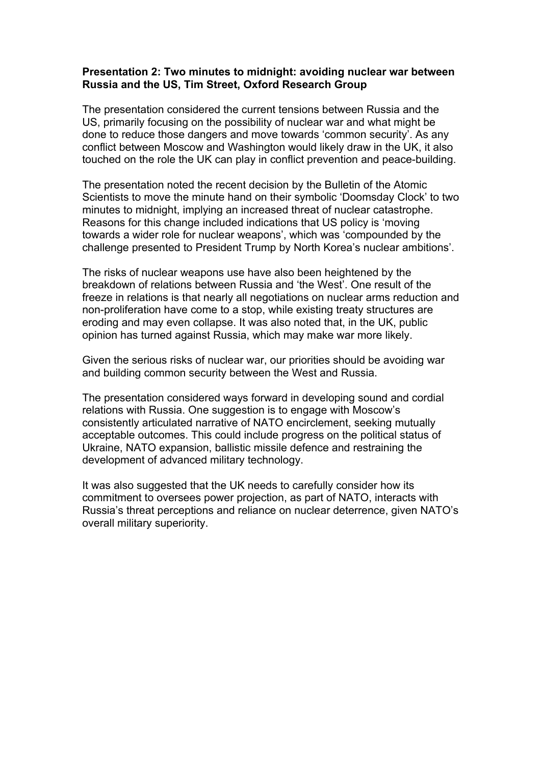**Presentation 2: Two minutes to midnight: avoiding nuclear war between Russia and the US, Tim Street, Oxford Research Group**

The presentation considered the current tensions between Russia and the US, primarily focusing on the possibility of nuclear war and what might be done to reduce those dangers and move towards 'common security'. As any conflict between Moscow and Washington would likely draw in the UK, it also touched on the role the UK can play in conflict prevention and peace-building.

The presentation noted the recent decision by the Bulletin of the Atomic Scientists to move the minute hand on their symbolic 'Doomsday Clock' to two minutes to midnight, implying an increased threat of nuclear catastrophe. Reasons for this change included indications that US policy is 'moving towards a wider role for nuclear weapons', which was 'compounded by the challenge presented to President Trump by North Korea's nuclear ambitions'.

The risks of nuclear weapons use have also been heightened by the breakdown of relations between Russia and 'the West'. One result of the freeze in relations is that nearly all negotiations on nuclear arms reduction and non-proliferation have come to a stop, while existing treaty structures are eroding and may even collapse. It was also noted that, in the UK, public opinion has turned against Russia, which may make war more likely.

Given the serious risks of nuclear war, our priorities should be avoiding war and building common security between the West and Russia.

The presentation considered ways forward in developing sound and cordial relations with Russia. One suggestion is to engage with Moscow's consistently articulated narrative of NATO encirclement, seeking mutually acceptable outcomes. This could include progress on the political status of Ukraine, NATO expansion, ballistic missile defence and restraining the development of advanced military technology.

It was also suggested that the UK needs to carefully consider how its commitment to oversees power projection, as part of NATO, interacts with Russia's threat perceptions and reliance on nuclear deterrence, given NATO's overall military superiority.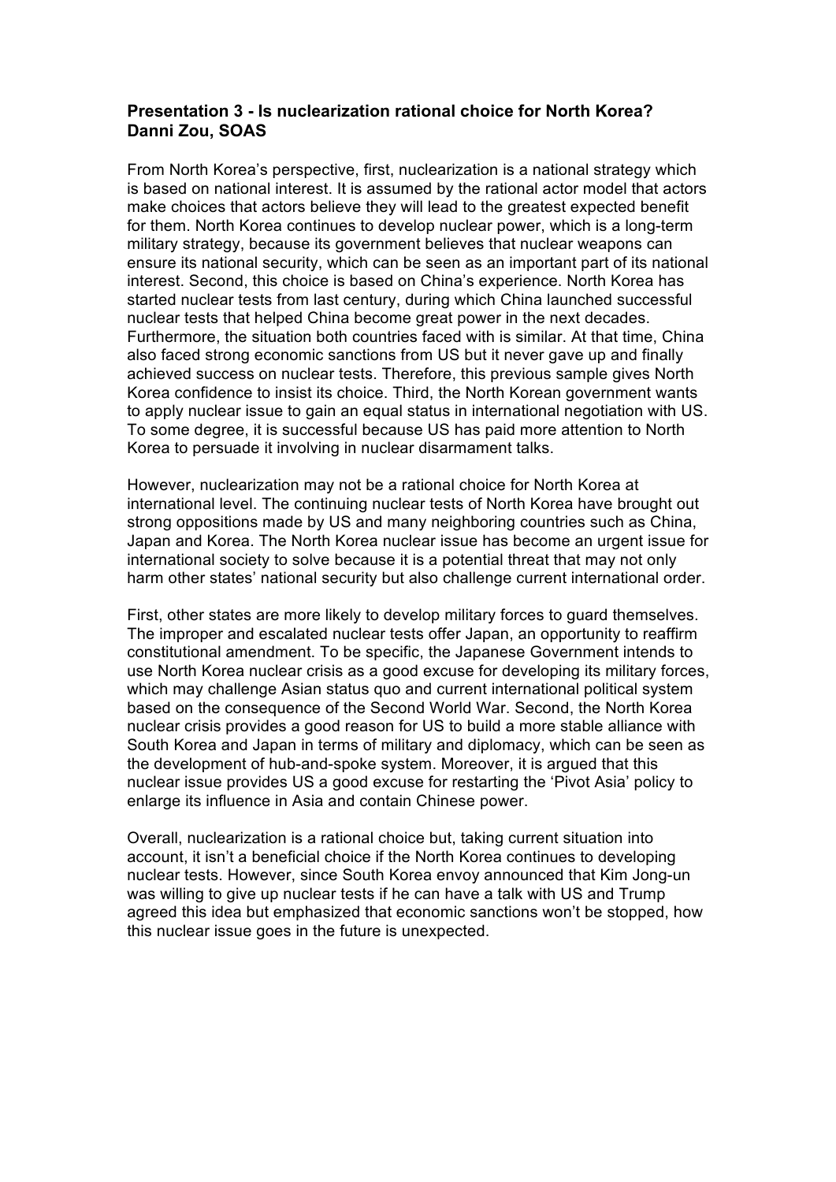**Presentation 3 - Is nuclearization rational choice for North Korea?**
**Danni Zou, SOAS**

From North Korea's perspective, first, nuclearization is a national strategy which is based on national interest. It is assumed by the rational actor model that actors make choices that actors believe they will lead to the greatest expected benefit for them. North Korea continues to develop nuclear power, which is a long-term military strategy, because its government believes that nuclear weapons can ensure its national security, which can be seen as an important part of its national interest. Second, this choice is based on China's experience. North Korea has started nuclear tests from last century, during which China launched successful nuclear tests that helped China become great power in the next decades. Furthermore, the situation both countries faced with is similar. At that time, China also faced strong economic sanctions from US but it never gave up and finally achieved success on nuclear tests. Therefore, this previous sample gives North Korea confidence to insist its choice. Third, the North Korean government wants to apply nuclear issue to gain an equal status in international negotiation with US. To some degree, it is successful because US has paid more attention to North Korea to persuade it involving in nuclear disarmament talks.

However, nuclearization may not be a rational choice for North Korea at international level. The continuing nuclear tests of North Korea have brought out strong oppositions made by US and many neighboring countries such as China, Japan and Korea. The North Korea nuclear issue has become an urgent issue for international society to solve because it is a potential threat that may not only harm other states' national security but also challenge current international order.

First, other states are more likely to develop military forces to guard themselves. The improper and escalated nuclear tests offer Japan, an opportunity to reaffirm constitutional amendment. To be specific, the Japanese Government intends to use North Korea nuclear crisis as a good excuse for developing its military forces, which may challenge Asian status quo and current international political system based on the consequence of the Second World War. Second, the North Korea nuclear crisis provides a good reason for US to build a more stable alliance with South Korea and Japan in terms of military and diplomacy, which can be seen as the development of hub-and-spoke system. Moreover, it is argued that this nuclear issue provides US a good excuse for restarting the 'Pivot Asia' policy to enlarge its influence in Asia and contain Chinese power.

Overall, nuclearization is a rational choice but, taking current situation into account, it isn't a beneficial choice if the North Korea continues to developing nuclear tests. However, since South Korea envoy announced that Kim Jong-un was willing to give up nuclear tests if he can have a talk with US and Trump agreed this idea but emphasized that economic sanctions won't be stopped, how this nuclear issue goes in the future is unexpected.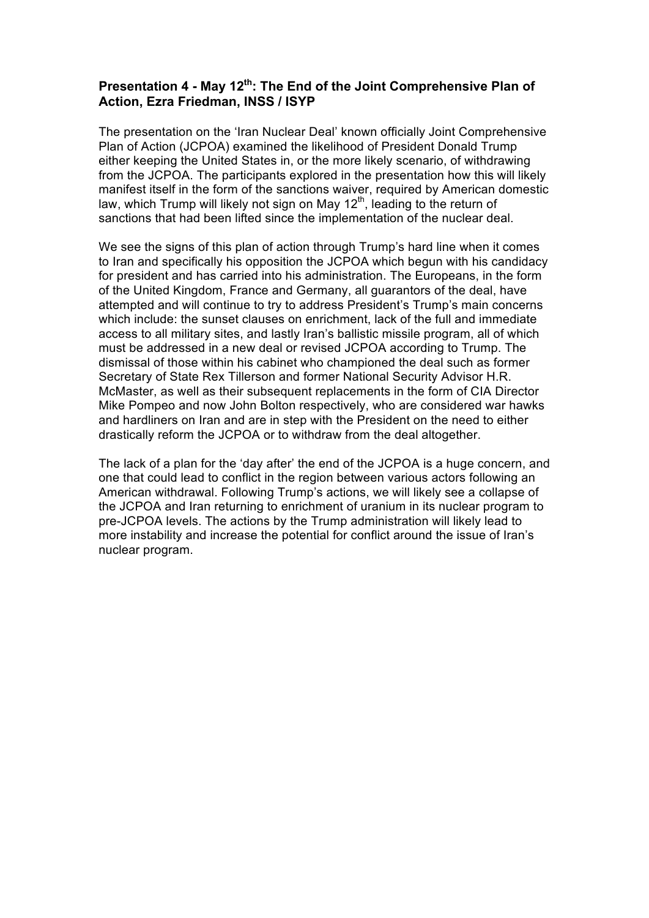### Presentation 4 - May 12th: The End of the Joint Comprehensive Plan of Action, Ezra Friedman, INSS / ISYP

The presentation on the 'Iran Nuclear Deal' known officially Joint Comprehensive Plan of Action (JCPOA) examined the likelihood of President Donald Trump either keeping the United States in, or the more likely scenario, of withdrawing from the JCPOA. The participants explored in the presentation how this will likely manifest itself in the form of the sanctions waiver, required by American domestic law, which Trump will likely not sign on May 12th, leading to the return of sanctions that had been lifted since the implementation of the nuclear deal.

We see the signs of this plan of action through Trump's hard line when it comes to Iran and specifically his opposition the JCPOA which begun with his candidacy for president and has carried into his administration. The Europeans, in the form of the United Kingdom, France and Germany, all guarantors of the deal, have attempted and will continue to try to address President's Trump's main concerns which include: the sunset clauses on enrichment, lack of the full and immediate access to all military sites, and lastly Iran's ballistic missile program, all of which must be addressed in a new deal or revised JCPOA according to Trump. The dismissal of those within his cabinet who championed the deal such as former Secretary of State Rex Tillerson and former National Security Advisor H.R. McMaster, as well as their subsequent replacements in the form of CIA Director Mike Pompeo and now John Bolton respectively, who are considered war hawks and hardliners on Iran and are in step with the President on the need to either drastically reform the JCPOA or to withdraw from the deal altogether.

The lack of a plan for the 'day after' the end of the JCPOA is a huge concern, and one that could lead to conflict in the region between various actors following an American withdrawal. Following Trump's actions, we will likely see a collapse of the JCPOA and Iran returning to enrichment of uranium in its nuclear program to pre-JCPOA levels. The actions by the Trump administration will likely lead to more instability and increase the potential for conflict around the issue of Iran's nuclear program.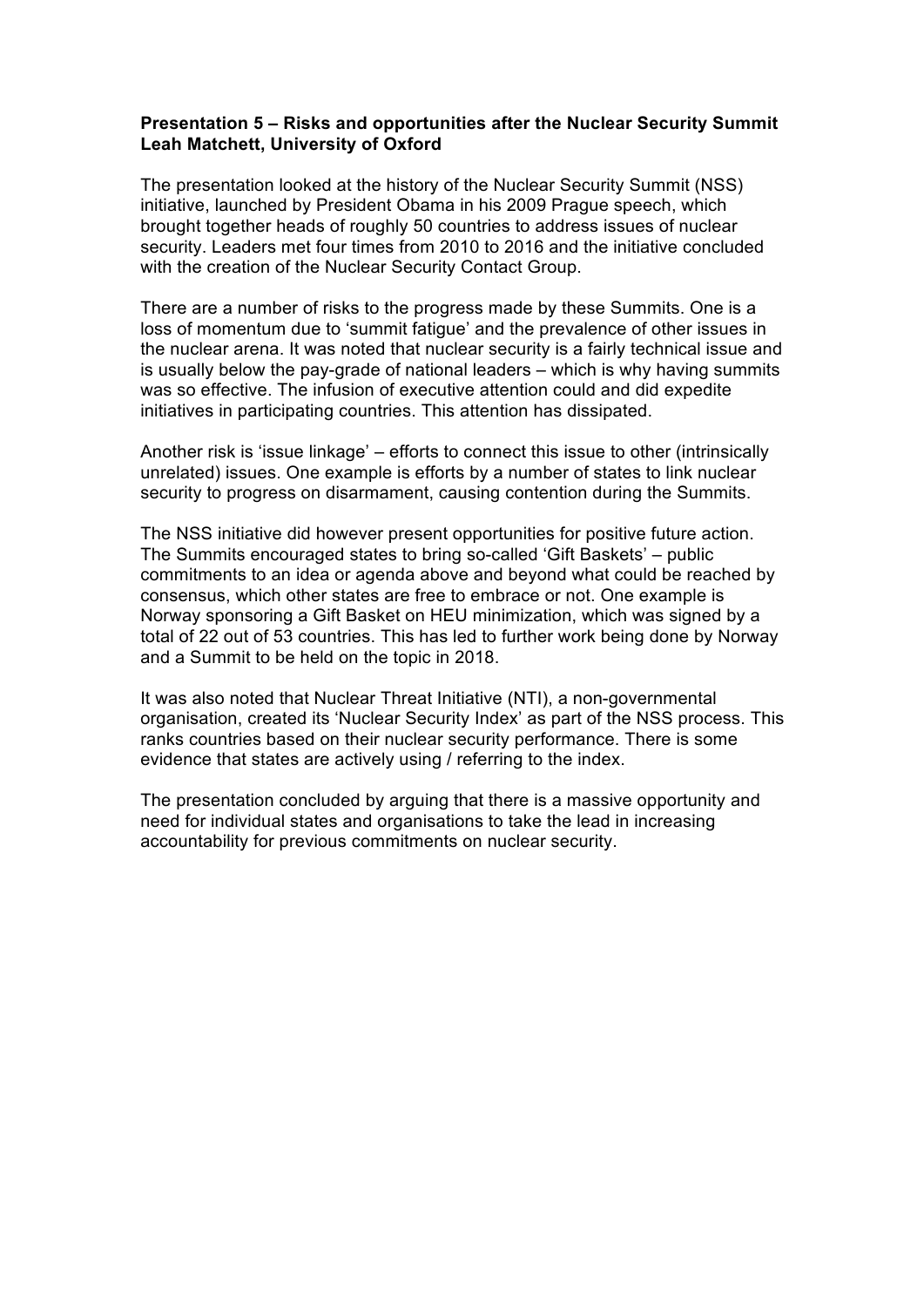**Presentation 5 – Risks and opportunities after the Nuclear Security Summit**
**Leah Matchett, University of Oxford**

The presentation looked at the history of the Nuclear Security Summit (NSS) initiative, launched by President Obama in his 2009 Prague speech, which brought together heads of roughly 50 countries to address issues of nuclear security. Leaders met four times from 2010 to 2016 and the initiative concluded with the creation of the Nuclear Security Contact Group.

There are a number of risks to the progress made by these Summits. One is a loss of momentum due to 'summit fatigue' and the prevalence of other issues in the nuclear arena. It was noted that nuclear security is a fairly technical issue and is usually below the pay-grade of national leaders – which is why having summits was so effective. The infusion of executive attention could and did expedite initiatives in participating countries. This attention has dissipated.

Another risk is 'issue linkage' – efforts to connect this issue to other (intrinsically unrelated) issues. One example is efforts by a number of states to link nuclear security to progress on disarmament, causing contention during the Summits.

The NSS initiative did however present opportunities for positive future action. The Summits encouraged states to bring so-called 'Gift Baskets' – public commitments to an idea or agenda above and beyond what could be reached by consensus, which other states are free to embrace or not. One example is Norway sponsoring a Gift Basket on HEU minimization, which was signed by a total of 22 out of 53 countries. This has led to further work being done by Norway and a Summit to be held on the topic in 2018.

It was also noted that Nuclear Threat Initiative (NTI), a non-governmental organisation, created its 'Nuclear Security Index' as part of the NSS process. This ranks countries based on their nuclear security performance. There is some evidence that states are actively using / referring to the index.

The presentation concluded by arguing that there is a massive opportunity and need for individual states and organisations to take the lead in increasing accountability for previous commitments on nuclear security.